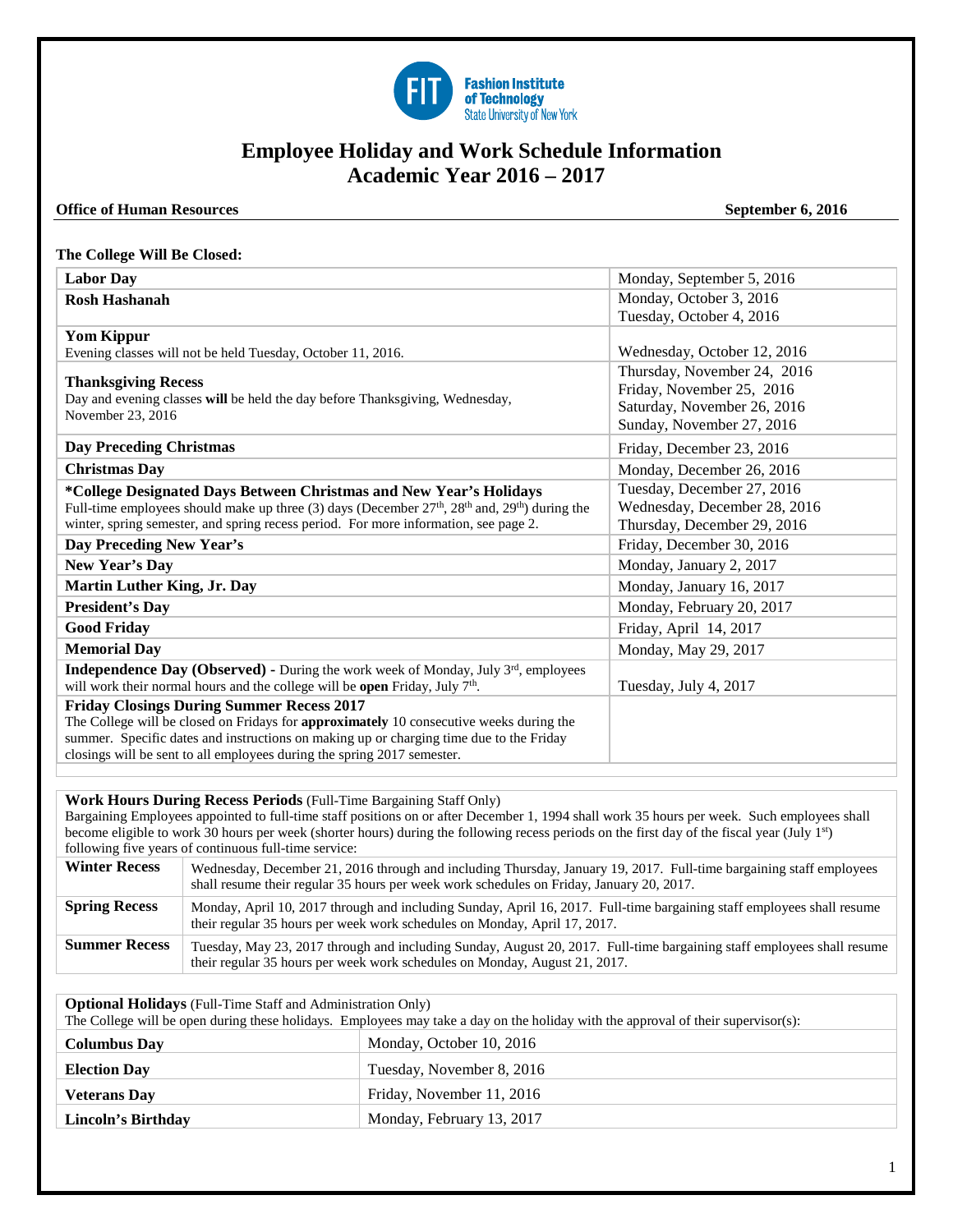# Employee Holiday and Work Schedule Information
## Academic Year 2016 – 2017

**Office of Human Resources** — **September 6, 2016**

**The College Will Be Closed:**

| Holiday | Date(s) |
|---|---|
| **Labor Day** | Monday, September 5, 2016 |
| **Rosh Hashanah** | Monday, October 3, 2016<br>Tuesday, October 4, 2016 |
| **Yom Kippur**<br>Evening classes will not be held Tuesday, October 11, 2016. | Wednesday, October 12, 2016 |
| **Thanksgiving Recess**<br>Day and evening classes **will** be held the day before Thanksgiving, Wednesday, November 23, 2016 | Thursday, November 24, 2016<br>Friday, November 25, 2016<br>Saturday, November 26, 2016<br>Sunday, November 27, 2016 |
| **Day Preceding Christmas** | Friday, December 23, 2016 |
| **Christmas Day** | Monday, December 26, 2016 |
| ***College Designated Days Between Christmas and New Year's Holidays**<br>Full-time employees should make up three (3) days (December 27th, 28th and, 29th) during the winter, spring semester, and spring recess period. For more information, see page 2. | Tuesday, December 27, 2016<br>Wednesday, December 28, 2016<br>Thursday, December 29, 2016 |
| **Day Preceding New Year's** | Friday, December 30, 2016 |
| **New Year's Day** | Monday, January 2, 2017 |
| **Martin Luther King, Jr. Day** | Monday, January 16, 2017 |
| **President's Day** | Monday, February 20, 2017 |
| **Good Friday** | Friday, April 14, 2017 |
| **Memorial Day** | Monday, May 29, 2017 |
| **Independence Day (Observed)** - During the work week of Monday, July 3rd, employees will work their normal hours and the college will be **open** Friday, July 7th. | Tuesday, July 4, 2017 |
| **Friday Closings During Summer Recess 2017**<br>The College will be closed on Fridays for **approximately** 10 consecutive weeks during the summer. Specific dates and instructions on making up or charging time due to the Friday closings will be sent to all employees during the spring 2017 semester. | |

**Work Hours During Recess Periods** (Full-Time Bargaining Staff Only)

Bargaining Employees appointed to full-time staff positions on or after December 1, 1994 shall work 35 hours per week. Such employees shall become eligible to work 30 hours per week (shorter hours) during the following recess periods on the first day of the fiscal year (July 1st) following five years of continuous full-time service:

| Recess | Details |
|---|---|
| **Winter Recess** | Wednesday, December 21, 2016 through and including Thursday, January 19, 2017. Full-time bargaining staff employees shall resume their regular 35 hours per week work schedules on Friday, January 20, 2017. |
| **Spring Recess** | Monday, April 10, 2017 through and including Sunday, April 16, 2017. Full-time bargaining staff employees shall resume their regular 35 hours per week work schedules on Monday, April 17, 2017. |
| **Summer Recess** | Tuesday, May 23, 2017 through and including Sunday, August 20, 2017. Full-time bargaining staff employees shall resume their regular 35 hours per week work schedules on Monday, August 21, 2017. |

**Optional Holidays** (Full-Time Staff and Administration Only)

The College will be open during these holidays. Employees may take a day on the holiday with the approval of their supervisor(s):

| Holiday | Date |
|---|---|
| **Columbus Day** | Monday, October 10, 2016 |
| **Election Day** | Tuesday, November 8, 2016 |
| **Veterans Day** | Friday, November 11, 2016 |
| **Lincoln's Birthday** | Monday, February 13, 2017 |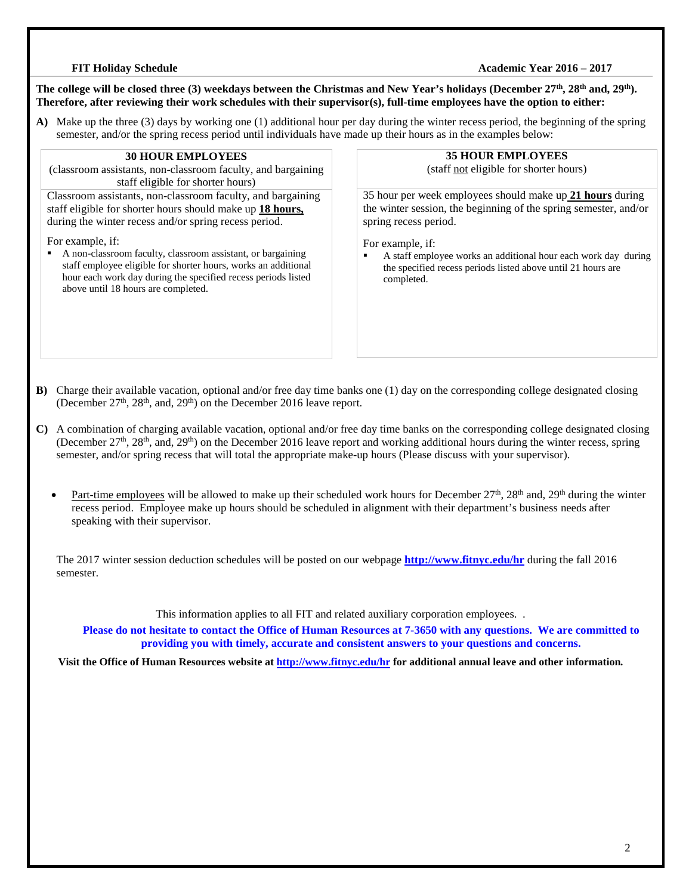**FIT Holiday Schedule** **Academic Year 2016 – 2017**

**The college will be closed three (3) weekdays between the Christmas and New Year's holidays (December 27th, 28th and, 29th). Therefore, after reviewing their work schedules with their supervisor(s), full-time employees have the option to either:**

**A)** Make up the three (3) days by working one (1) additional hour per day during the winter recess period, the beginning of the spring semester, and/or the spring recess period until individuals have made up their hours as in the examples below:

| **30 HOUR EMPLOYEES** (classroom assistants, non-classroom faculty, and bargaining staff eligible for shorter hours) | **35 HOUR EMPLOYEES** (staff not eligible for shorter hours) |
| --- | --- |
| Classroom assistants, non-classroom faculty, and bargaining staff eligible for shorter hours should make up **18 hours,** during the winter recess and/or spring recess period.<br><br>For example, if:<br>▪ A non-classroom faculty, classroom assistant, or bargaining staff employee eligible for shorter hours, works an additional hour each work day during the specified recess periods listed above until 18 hours are completed. | 35 hour per week employees should make up **21 hours** during the winter session, the beginning of the spring semester, and/or spring recess period.<br><br>For example, if:<br>▪ A staff employee works an additional hour each work day during the specified recess periods listed above until 21 hours are completed. |

**B)** Charge their available vacation, optional and/or free day time banks one (1) day on the corresponding college designated closing (December 27th, 28th, and, 29th) on the December 2016 leave report.

**C)** A combination of charging available vacation, optional and/or free day time banks on the corresponding college designated closing (December 27th, 28th, and, 29th) on the December 2016 leave report and working additional hours during the winter recess, spring semester, and/or spring recess that will total the appropriate make-up hours (Please discuss with your supervisor).

- Part-time employees will be allowed to make up their scheduled work hours for December 27th, 28th and, 29th during the winter recess period. Employee make up hours should be scheduled in alignment with their department's business needs after speaking with their supervisor.

The 2017 winter session deduction schedules will be posted on our webpage **http://www.fitnyc.edu/hr** during the fall 2016 semester.

This information applies to all FIT and related auxiliary corporation employees. .

**Please do not hesitate to contact the Office of Human Resources at 7-3650 with any questions. We are committed to providing you with timely, accurate and consistent answers to your questions and concerns.**

**Visit the Office of Human Resources website at http://www.fitnyc.edu/hr for additional annual leave and other information.**